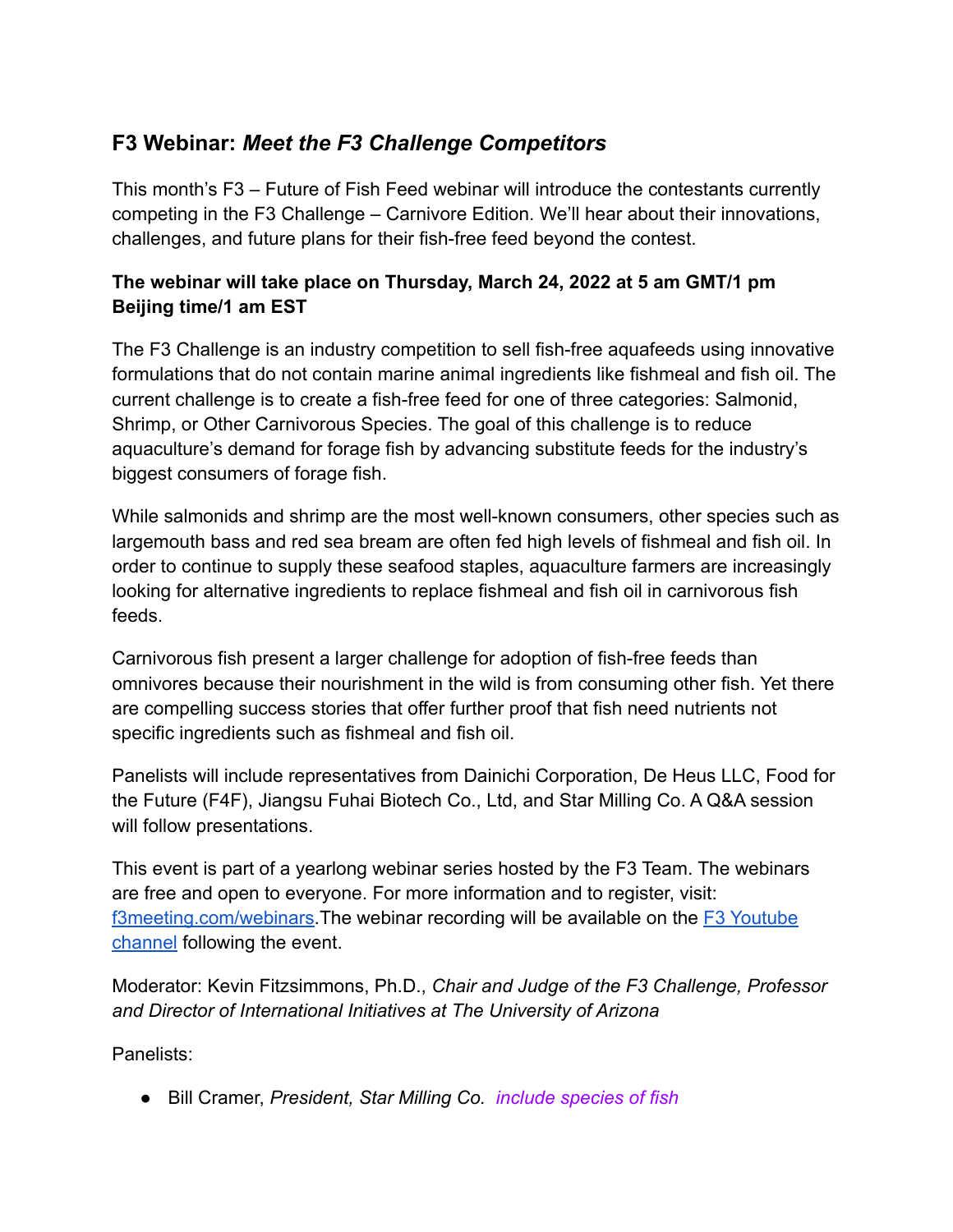## F3 Webinar: *Meet the F3 Challenge Competitors*

This month's F3 – Future of Fish Feed webinar will introduce the contestants currently competing in the F3 Challenge – Carnivore Edition. We'll hear about their innovations, challenges, and future plans for their fish-free feed beyond the contest.

**The webinar will take place on Thursday, March 24, 2022 at 5 am GMT/1 pm Beijing time/1 am EST**

The F3 Challenge is an industry competition to sell fish-free aquafeeds using innovative formulations that do not contain marine animal ingredients like fishmeal and fish oil. The current challenge is to create a fish-free feed for one of three categories: Salmonid, Shrimp, or Other Carnivorous Species. The goal of this challenge is to reduce aquaculture's demand for forage fish by advancing substitute feeds for the industry's biggest consumers of forage fish.

While salmonids and shrimp are the most well-known consumers, other species such as largemouth bass and red sea bream are often fed high levels of fishmeal and fish oil. In order to continue to supply these seafood staples, aquaculture farmers are increasingly looking for alternative ingredients to replace fishmeal and fish oil in carnivorous fish feeds.

Carnivorous fish present a larger challenge for adoption of fish-free feeds than omnivores because their nourishment in the wild is from consuming other fish. Yet there are compelling success stories that offer further proof that fish need nutrients not specific ingredients such as fishmeal and fish oil.

Panelists will include representatives from Dainichi Corporation, De Heus LLC, Food for the Future (F4F), Jiangsu Fuhai Biotech Co., Ltd, and Star Milling Co. A Q&A session will follow presentations.

This event is part of a yearlong webinar series hosted by the F3 Team. The webinars are free and open to everyone. For more information and to register, visit: [f3meeting.com/webinars](f3meeting.com/webinars).The webinar recording will be available on the [F3 Youtube channel]() following the event.

Moderator: Kevin Fitzsimmons, Ph.D., *Chair and Judge of the F3 Challenge, Professor and Director of International Initiatives at The University of Arizona*

Panelists:

- Bill Cramer, *President, Star Milling Co.* *include species of fish*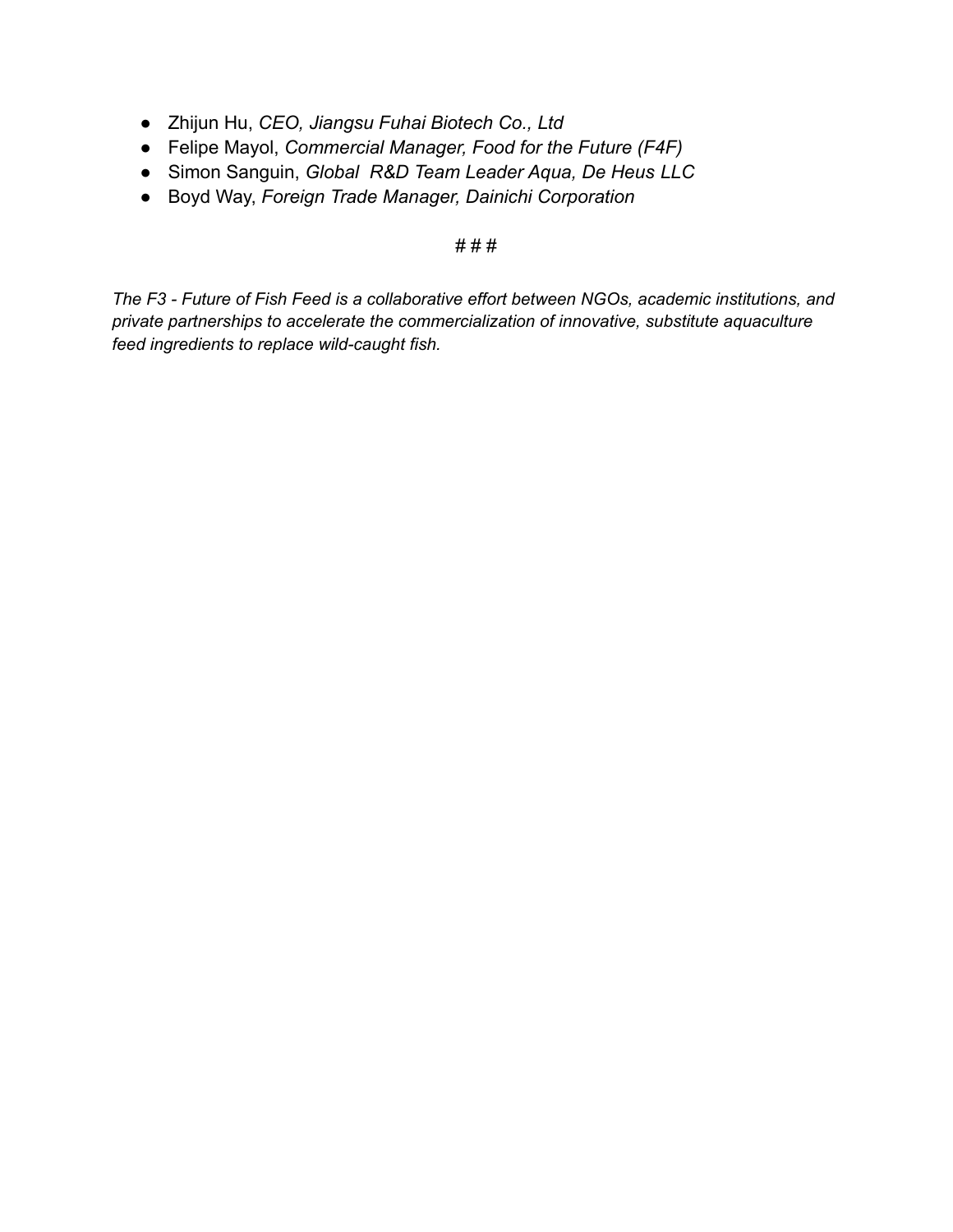- Zhijun Hu, *CEO, Jiangsu Fuhai Biotech Co., Ltd*
- Felipe Mayol, *Commercial Manager, Food for the Future (F4F)*
- Simon Sanguin, *Global R&D Team Leader Aqua, De Heus LLC*
- Boyd Way, *Foreign Trade Manager, Dainichi Corporation*

# # #

*The F3 - Future of Fish Feed is a collaborative effort between NGOs, academic institutions, and private partnerships to accelerate the commercialization of innovative, substitute aquaculture feed ingredients to replace wild-caught fish.*